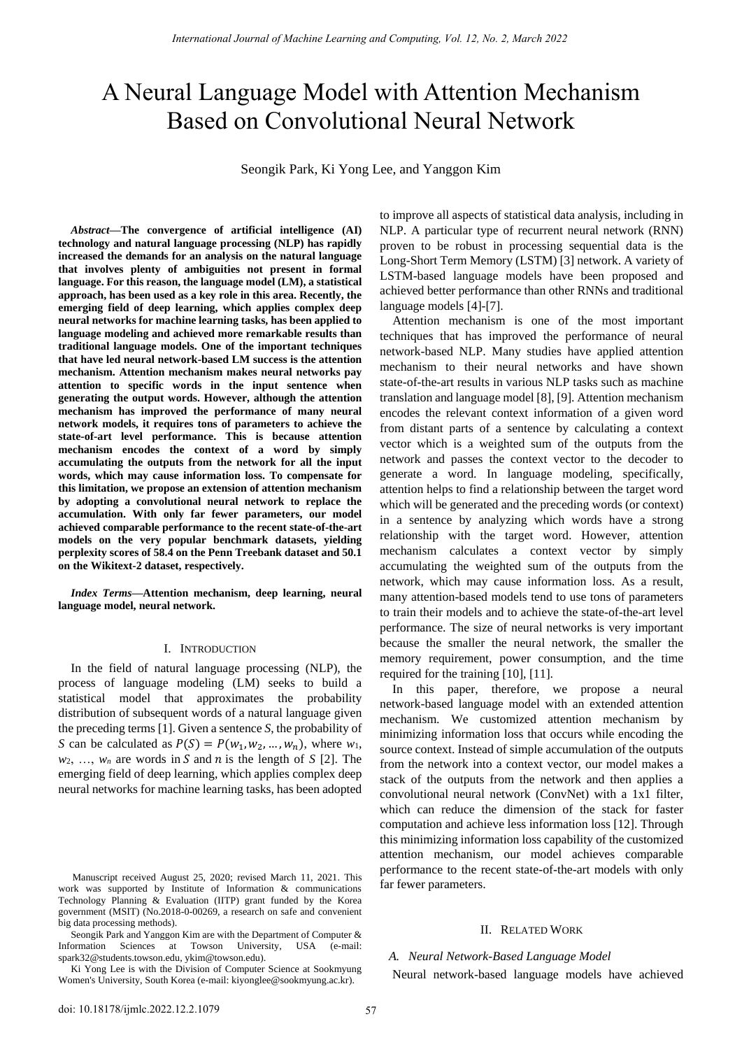# A Neural Language Model with Attention Mechanism Based on Convolutional Neural Network

Seongik Park, Ki Yong Lee, and Yanggon Kim

***Abstract*—The convergence of artificial intelligence (AI) technology and natural language processing (NLP) has rapidly increased the demands for an analysis on the natural language that involves plenty of ambiguities not present in formal language. For this reason, the language model (LM), a statistical approach, has been used as a key role in this area. Recently, the emerging field of deep learning, which applies complex deep neural networks for machine learning tasks, has been applied to language modeling and achieved more remarkable results than traditional language models. One of the important techniques that have led neural network-based LM success is the attention mechanism. Attention mechanism makes neural networks pay attention to specific words in the input sentence when generating the output words. However, although the attention mechanism has improved the performance of many neural network models, it requires tons of parameters to achieve the state-of-art level performance. This is because attention mechanism encodes the context of a word by simply accumulating the outputs from the network for all the input words, which may cause information loss. To compensate for this limitation, we propose an extension of attention mechanism by adopting a convolutional neural network to replace the accumulation. With only far fewer parameters, our model achieved comparable performance to the recent state-of-the-art models on the very popular benchmark datasets, yielding perplexity scores of 58.4 on the Penn Treebank dataset and 50.1 on the Wikitext-2 dataset, respectively.**

***Index Terms*—Attention mechanism, deep learning, neural language model, neural network.**

## I. Introduction

In the field of natural language processing (NLP), the process of language modeling (LM) seeks to build a statistical model that approximates the probability distribution of subsequent words of a natural language given the preceding terms [1]. Given a sentence $S$, the probability of $S$ can be calculated as $P(S) = P(w_1, w_2, \ldots, w_n)$, where $w_1$, $w_2$, …, $w_n$ are words in $S$ and $n$ is the length of $S$ [2]. The emerging field of deep learning, which applies complex deep neural networks for machine learning tasks, has been adopted to improve all aspects of statistical data analysis, including in NLP. A particular type of recurrent neural network (RNN) proven to be robust in processing sequential data is the Long-Short Term Memory (LSTM) [3] network. A variety of LSTM-based language models have been proposed and achieved better performance than other RNNs and traditional language models [4]-[7].

Attention mechanism is one of the most important techniques that has improved the performance of neural network-based NLP. Many studies have applied attention mechanism to their neural networks and have shown state-of-the-art results in various NLP tasks such as machine translation and language model [8], [9]. Attention mechanism encodes the relevant context information of a given word from distant parts of a sentence by calculating a context vector which is a weighted sum of the outputs from the network and passes the context vector to the decoder to generate a word. In language modeling, specifically, attention helps to find a relationship between the target word which will be generated and the preceding words (or context) in a sentence by analyzing which words have a strong relationship with the target word. However, attention mechanism calculates a context vector by simply accumulating the weighted sum of the outputs from the network, which may cause information loss. As a result, many attention-based models tend to use tons of parameters to train their models and to achieve the state-of-the-art level performance. The size of neural networks is very important because the smaller the neural network, the smaller the memory requirement, power consumption, and the time required for the training [10], [11].

In this paper, therefore, we propose a neural network-based language model with an extended attention mechanism. We customized attention mechanism by minimizing information loss that occurs while encoding the source context. Instead of simple accumulation of the outputs from the network into a context vector, our model makes a stack of the outputs from the network and then applies a convolutional neural network (ConvNet) with a 1x1 filter, which can reduce the dimension of the stack for faster computation and achieve less information loss [12]. Through this minimizing information loss capability of the customized attention mechanism, our model achieves comparable performance to the recent state-of-the-art models with only far fewer parameters.

## II. Related Work

### A. Neural Network-Based Language Model

Neural network-based language models have achieved

Manuscript received August 25, 2020; revised March 11, 2021. This work was supported by Institute of Information & communications Technology Planning & Evaluation (IITP) grant funded by the Korea government (MSIT) (No.2018-0-00269, a research on safe and convenient big data processing methods).

Seongik Park and Yanggon Kim are with the Department of Computer & Information Sciences at Towson University, USA (e-mail: spark32@students.towson.edu, ykim@towson.edu).

Ki Yong Lee is with the Division of Computer Science at Sookmyung Women's University, South Korea (e-mail: kiyonglee@sookmyung.ac.kr).

doi: 10.18178/ijmlc.2022.12.2.1079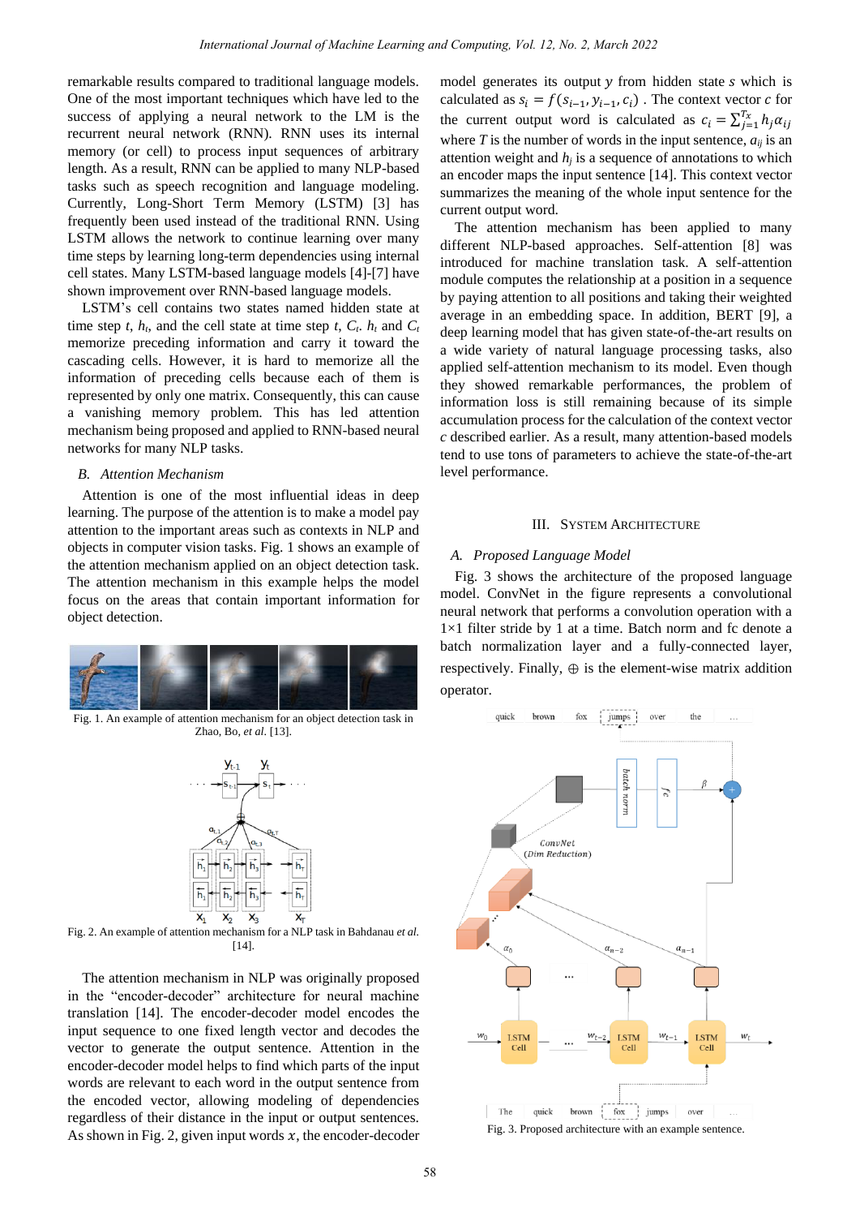remarkable results compared to traditional language models. One of the most important techniques which have led to the success of applying a neural network to the LM is the recurrent neural network (RNN). RNN uses its internal memory (or cell) to process input sequences of arbitrary length. As a result, RNN can be applied to many NLP-based tasks such as speech recognition and language modeling. Currently, Long-Short Term Memory (LSTM) [3] has frequently been used instead of the traditional RNN. Using LSTM allows the network to continue learning over many time steps by learning long-term dependencies using internal cell states. Many LSTM-based language models [4]-[7] have shown improvement over RNN-based language models.

LSTM's cell contains two states named hidden state at time step *t*, $h_t$, and the cell state at time step *t*, $C_t$. $h_t$ and $C_t$ memorize preceding information and carry it toward the cascading cells. However, it is hard to memorize all the information of preceding cells because each of them is represented by only one matrix. Consequently, this can cause a vanishing memory problem. This has led attention mechanism being proposed and applied to RNN-based neural networks for many NLP tasks.

### B. Attention Mechanism

Attention is one of the most influential ideas in deep learning. The purpose of the attention is to make a model pay attention to the important areas such as contexts in NLP and objects in computer vision tasks. Fig. 1 shows an example of the attention mechanism applied on an object detection task. The attention mechanism in this example helps the model focus on the areas that contain important information for object detection.

Fig. 1. An example of attention mechanism for an object detection task in Zhao, Bo, *et al.* [13].

Fig. 2. An example of attention mechanism for a NLP task in Bahdanau *et al.* [14].

The attention mechanism in NLP was originally proposed in the "encoder-decoder" architecture for neural machine translation [14]. The encoder-decoder model encodes the input sequence to one fixed length vector and decodes the vector to generate the output sentence. Attention in the encoder-decoder model helps to find which parts of the input words are relevant to each word in the output sentence from the encoded vector, allowing modeling of dependencies regardless of their distance in the input or output sentences. As shown in Fig. 2, given input words $x$, the encoder-decoder model generates its output $y$ from hidden state $s$ which is calculated as $s_i = f(s_{i-1}, y_{i-1}, c_i)$. The context vector $c$ for the current output word is calculated as $c_i = \sum_{j=1}^{T_x} h_j \alpha_{ij}$ where $T$ is the number of words in the input sentence, $a_{ij}$ is an attention weight and $h_j$ is a sequence of annotations to which an encoder maps the input sentence [14]. This context vector summarizes the meaning of the whole input sentence for the current output word.

The attention mechanism has been applied to many different NLP-based approaches. Self-attention [8] was introduced for machine translation task. A self-attention module computes the relationship at a position in a sequence by paying attention to all positions and taking their weighted average in an embedding space. In addition, BERT [9], a deep learning model that has given state-of-the-art results on a wide variety of natural language processing tasks, also applied self-attention mechanism to its model. Even though they showed remarkable performances, the problem of information loss is still remaining because of its simple accumulation process for the calculation of the context vector *c* described earlier. As a result, many attention-based models tend to use tons of parameters to achieve the state-of-the-art level performance.

## III. System Architecture

### A. Proposed Language Model

Fig. 3 shows the architecture of the proposed language model. ConvNet in the figure represents a convolutional neural network that performs a convolution operation with a 1×1 filter stride by 1 at a time. Batch norm and fc denote a batch normalization layer and a fully-connected layer, respectively. Finally, ⊕ is the element-wise matrix addition operator.

Fig. 3. Proposed architecture with an example sentence.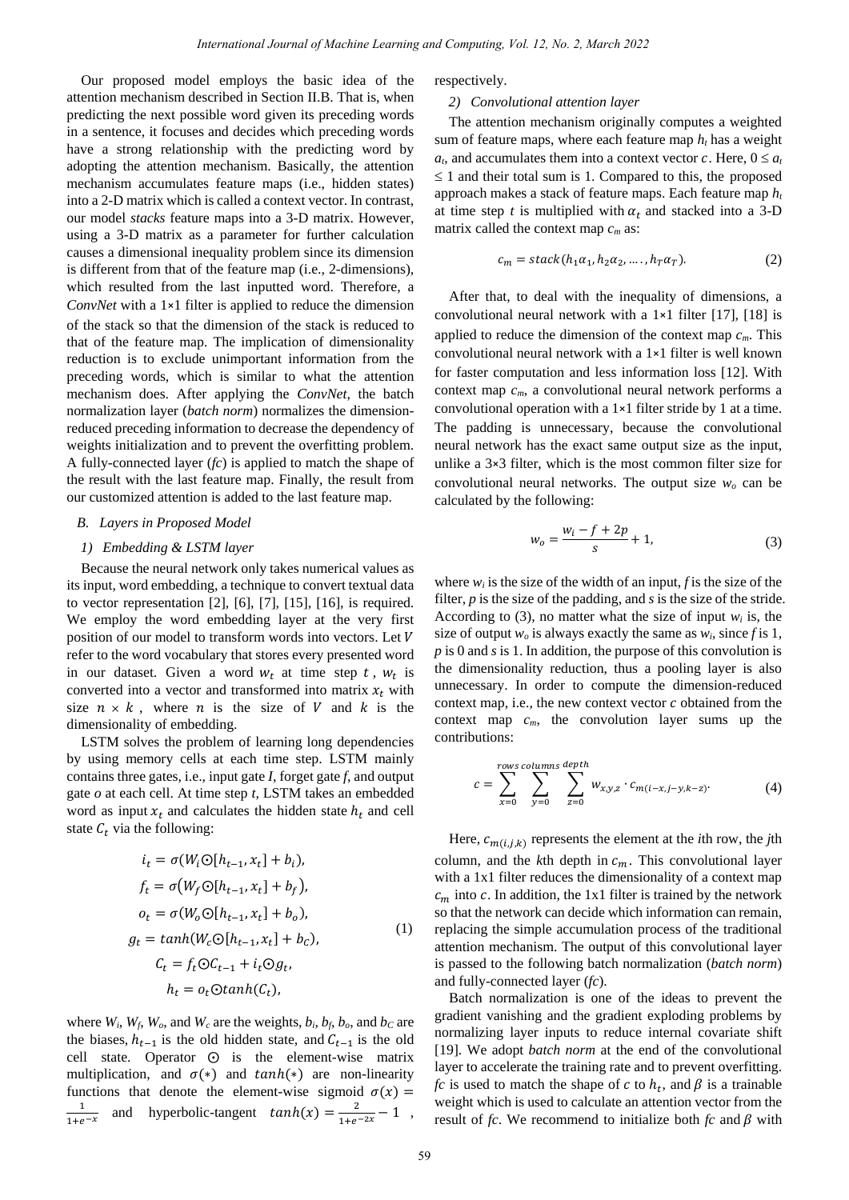Our proposed model employs the basic idea of the attention mechanism described in Section II.B. That is, when predicting the next possible word given its preceding words in a sentence, it focuses and decides which preceding words have a strong relationship with the predicting word by adopting the attention mechanism. Basically, the attention mechanism accumulates feature maps (i.e., hidden states) into a 2-D matrix which is called a context vector. In contrast, our model *stacks* feature maps into a 3-D matrix. However, using a 3-D matrix as a parameter for further calculation causes a dimensional inequality problem since its dimension is different from that of the feature map (i.e., 2-dimensions), which resulted from the last inputted word. Therefore, a *ConvNet* with a 1×1 filter is applied to reduce the dimension of the stack so that the dimension of the stack is reduced to that of the feature map. The implication of dimensionality reduction is to exclude unimportant information from the preceding words, which is similar to what the attention mechanism does. After applying the *ConvNet*, the batch normalization layer (*batch norm*) normalizes the dimension-reduced preceding information to decrease the dependency of weights initialization and to prevent the overfitting problem. A fully-connected layer (*fc*) is applied to match the shape of the result with the last feature map. Finally, the result from our customized attention is added to the last feature map.

### B. Layers in Proposed Model

#### 1) Embedding & LSTM layer

Because the neural network only takes numerical values as its input, word embedding, a technique to convert textual data to vector representation [2], [6], [7], [15], [16], is required. We employ the word embedding layer at the very first position of our model to transform words into vectors. Let $V$ refer to the word vocabulary that stores every presented word in our dataset. Given a word $w_t$ at time step $t$, $w_t$ is converted into a vector and transformed into matrix $x_t$ with size $n \times k$, where $n$ is the size of $V$ and $k$ is the dimensionality of embedding.

LSTM solves the problem of learning long dependencies by using memory cells at each time step. LSTM mainly contains three gates, i.e., input gate $I$, forget gate $f$, and output gate $o$ at each cell. At time step $t$, LSTM takes an embedded word as input $x_t$ and calculates the hidden state $h_t$ and cell state $C_t$ via the following:

$$
\begin{aligned}
i_t &= \sigma(W_i \odot [h_{t-1}, x_t] + b_i), \\
f_t &= \sigma(W_f \odot [h_{t-1}, x_t] + b_f), \\
o_t &= \sigma(W_o \odot [h_{t-1}, x_t] + b_o), \\
g_t &= tanh(W_c \odot [h_{t-1}, x_t] + b_C), \\
C_t &= f_t \odot C_{t-1} + i_t \odot g_t, \\
h_t &= o_t \odot tanh(C_t),
\end{aligned}
\tag{1}
$$

where $W_i$, $W_f$, $W_o$, and $W_c$ are the weights, $b_i$, $b_f$, $b_o$, and $b_C$ are the biases, $h_{t-1}$ is the old hidden state, and $C_{t-1}$ is the old cell state. Operator $\odot$ is the element-wise matrix multiplication, and $\sigma(*)$ and $tanh(*)$ are non-linearity functions that denote the element-wise sigmoid $\sigma(x) = \frac{1}{1+e^{-x}}$ and hyperbolic-tangent $tanh(x) = \frac{2}{1+e^{-2x}} - 1$, respectively.

#### 2) Convolutional attention layer

The attention mechanism originally computes a weighted sum of feature maps, where each feature map $h_t$ has a weight $a_t$, and accumulates them into a context vector $c$. Here, $0 \leq a_t \leq 1$ and their total sum is 1. Compared to this, the proposed approach makes a stack of feature maps. Each feature map $h_t$ at time step $t$ is multiplied with $\alpha_t$ and stacked into a 3-D matrix called the context map $c_m$ as:

$$
c_m = stack(h_1\alpha_1, h_2\alpha_2, \ldots, h_T\alpha_T). \tag{2}
$$

After that, to deal with the inequality of dimensions, a convolutional neural network with a 1×1 filter [17], [18] is applied to reduce the dimension of the context map $c_m$. This convolutional neural network with a 1×1 filter is well known for faster computation and less information loss [12]. With context map $c_m$, a convolutional neural network performs a convolutional operation with a 1×1 filter stride by 1 at a time. The padding is unnecessary, because the convolutional neural network has the exact same output size as the input, unlike a 3×3 filter, which is the most common filter size for convolutional neural networks. The output size $w_o$ can be calculated by the following:

$$
w_o = \frac{w_i - f + 2p}{s} + 1, \tag{3}
$$

where $w_i$ is the size of the width of an input, $f$ is the size of the filter, $p$ is the size of the padding, and $s$ is the size of the stride. According to (3), no matter what the size of input $w_i$ is, the size of output $w_o$ is always exactly the same as $w_i$, since $f$ is 1, $p$ is 0 and $s$ is 1. In addition, the purpose of this convolution is the dimensionality reduction, thus a pooling layer is also unnecessary. In order to compute the dimension-reduced context map, i.e., the new context vector $c$ obtained from the context map $c_m$, the convolution layer sums up the contributions:

$$
c = \sum_{x=0}^{rows} \sum_{y=0}^{columns} \sum_{z=0}^{depth} w_{x,y,z} \cdot c_{m(i-x,j-y,k-z)}. \tag{4}
$$

Here, $c_{m(i,j,k)}$ represents the element at the $i$th row, the $j$th column, and the $k$th depth in $c_m$. This convolutional layer with a 1x1 filter reduces the dimensionality of a context map $c_m$ into $c$. In addition, the 1x1 filter is trained by the network so that the network can decide which information can remain, replacing the simple accumulation process of the traditional attention mechanism. The output of this convolutional layer is passed to the following batch normalization (*batch norm*) and fully-connected layer (*fc*).

Batch normalization is one of the ideas to prevent the gradient vanishing and the gradient exploding problems by normalizing layer inputs to reduce internal covariate shift [19]. We adopt *batch norm* at the end of the convolutional layer to accelerate the training rate and to prevent overfitting. *fc* is used to match the shape of $c$ to $h_t$, and $\beta$ is a trainable weight which is used to calculate an attention vector from the result of *fc*. We recommend to initialize both *fc* and $\beta$ with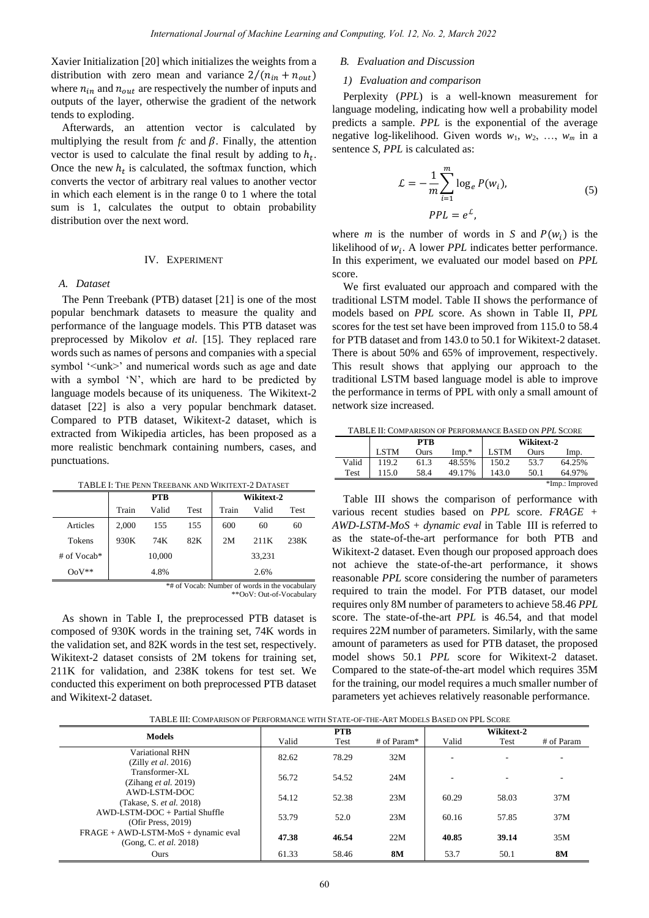Xavier Initialization [20] which initializes the weights from a distribution with zero mean and variance $2/(n_{in} + n_{out})$ where $n_{in}$ and $n_{out}$ are respectively the number of inputs and outputs of the layer, otherwise the gradient of the network tends to exploding.

Afterwards, an attention vector is calculated by multiplying the result from *fc* and $\beta$. Finally, the attention vector is used to calculate the final result by adding to $h_t$. Once the new $h_t$ is calculated, the softmax function, which converts the vector of arbitrary real values to another vector in which each element is in the range 0 to 1 where the total sum is 1, calculates the output to obtain probability distribution over the next word.

## IV. Experiment

### A. Dataset

The Penn Treebank (PTB) dataset [21] is one of the most popular benchmark datasets to measure the quality and performance of the language models. This PTB dataset was preprocessed by Mikolov *et al*. [15]. They replaced rare words such as names of persons and companies with a special symbol '<unk>' and numerical words such as age and date with a symbol 'N', which are hard to be predicted by language models because of its uniqueness. The Wikitext-2 dataset [22] is also a very popular benchmark dataset. Compared to PTB dataset, Wikitext-2 dataset, which is extracted from Wikipedia articles, has been proposed as a more realistic benchmark containing numbers, cases, and punctuations.

TABLE I: The Penn Treebank and Wikitext-2 Dataset

| | PTB | | | Wikitext-2 | | |
|---|---|---|---|---|---|---|
| | Train | Valid | Test | Train | Valid | Test |
| Articles | 2,000 | 155 | 155 | 600 | 60 | 60 |
| Tokens | 930K | 74K | 82K | 2M | 211K | 238K |
| # of Vocab* | 10,000 | | | 33,231 | | |
| OoV** | 4.8% | | | 2.6% | | |

*# of Vocab: Number of words in the vocabulary
**OoV: Out-of-Vocabulary

As shown in Table I, the preprocessed PTB dataset is composed of 930K words in the training set, 74K words in the validation set, and 82K words in the test set, respectively. Wikitext-2 dataset consists of 2M tokens for training set, 211K for validation, and 238K tokens for test set. We conducted this experiment on both preprocessed PTB dataset and Wikitext-2 dataset.

### B. Evaluation and Discussion

#### 1) Evaluation and comparison

Perplexity (*PPL*) is a well-known measurement for language modeling, indicating how well a probability model predicts a sample. *PPL* is the exponential of the average negative log-likelihood. Given words $w_1$, $w_2$, …, $w_m$ in a sentence *S*, *PPL* is calculated as:

$$\mathcal{L} = -\frac{1}{m}\sum_{i=1}^{m} \log_e P(w_i), \qquad (5)$$
$$PPL = e^{\mathcal{L}},$$

where *m* is the number of words in *S* and $P(w_i)$ is the likelihood of $w_i$. A lower *PPL* indicates better performance. In this experiment, we evaluated our model based on *PPL* score.

We first evaluated our approach and compared with the traditional LSTM model. Table II shows the performance of models based on *PPL* score. As shown in Table II, *PPL* scores for the test set have been improved from 115.0 to 58.4 for PTB dataset and from 143.0 to 50.1 for Wikitext-2 dataset. There is about 50% and 65% of improvement, respectively. This result shows that applying our approach to the traditional LSTM based language model is able to improve the performance in terms of PPL with only a small amount of network size increased.

TABLE II: Comparison of Performance Based on *PPL* Score

| | PTB | | | Wikitext-2 | | |
|---|---|---|---|---|---|---|
| | LSTM | Ours | Imp.* | LSTM | Ours | Imp. |
| Valid | 119.2 | 61.3 | 48.55% | 150.2 | 53.7 | 64.25% |
| Test | 115.0 | 58.4 | 49.17% | 143.0 | 50.1 | 64.97% |

*Imp.: Improved

Table III shows the comparison of performance with various recent studies based on *PPL* score. *FRAGE + AWD-LSTM-MoS + dynamic eval* in Table III is referred to as the state-of-the-art performance for both PTB and Wikitext-2 dataset. Even though our proposed approach does not achieve the state-of-the-art performance, it shows reasonable *PPL* score considering the number of parameters required to train the model. For PTB dataset, our model requires only 8M number of parameters to achieve 58.46 *PPL* score. The state-of-the-art *PPL* is 46.54, and that model requires 22M number of parameters. Similarly, with the same amount of parameters as used for PTB dataset, the proposed model shows 50.1 *PPL* score for Wikitext-2 dataset. Compared to the state-of-the-art model which requires 35M for the training, our model requires a much smaller number of parameters yet achieves relatively reasonable performance.

TABLE III: Comparison of Performance with State-of-the-Art Models Based on PPL Score

| Models | PTB | | | Wikitext-2 | | |
|---|---|---|---|---|---|---|
| | Valid | Test | # of Param* | Valid | Test | # of Param |
| Variational RHN (Zilly *et al*. 2016) | 82.62 | 78.29 | 32M | - | - | - |
| Transformer-XL (Zihang *et al.* 2019) | 56.72 | 54.52 | 24M | - | - | - |
| AWD-LSTM-DOC (Takase, S. *et al.* 2018) | 54.12 | 52.38 | 23M | 60.29 | 58.03 | 37M |
| AWD-LSTM-DOC + Partial Shuffle (Ofir Press, 2019) | 53.79 | 52.0 | 23M | 60.16 | 57.85 | 37M |
| FRAGE + AWD-LSTM-MoS + dynamic eval (Gong, C. *et al.* 2018) | **47.38** | **46.54** | 22M | **40.85** | **39.14** | 35M |
| Ours | 61.33 | 58.46 | **8M** | 53.7 | 50.1 | **8M** |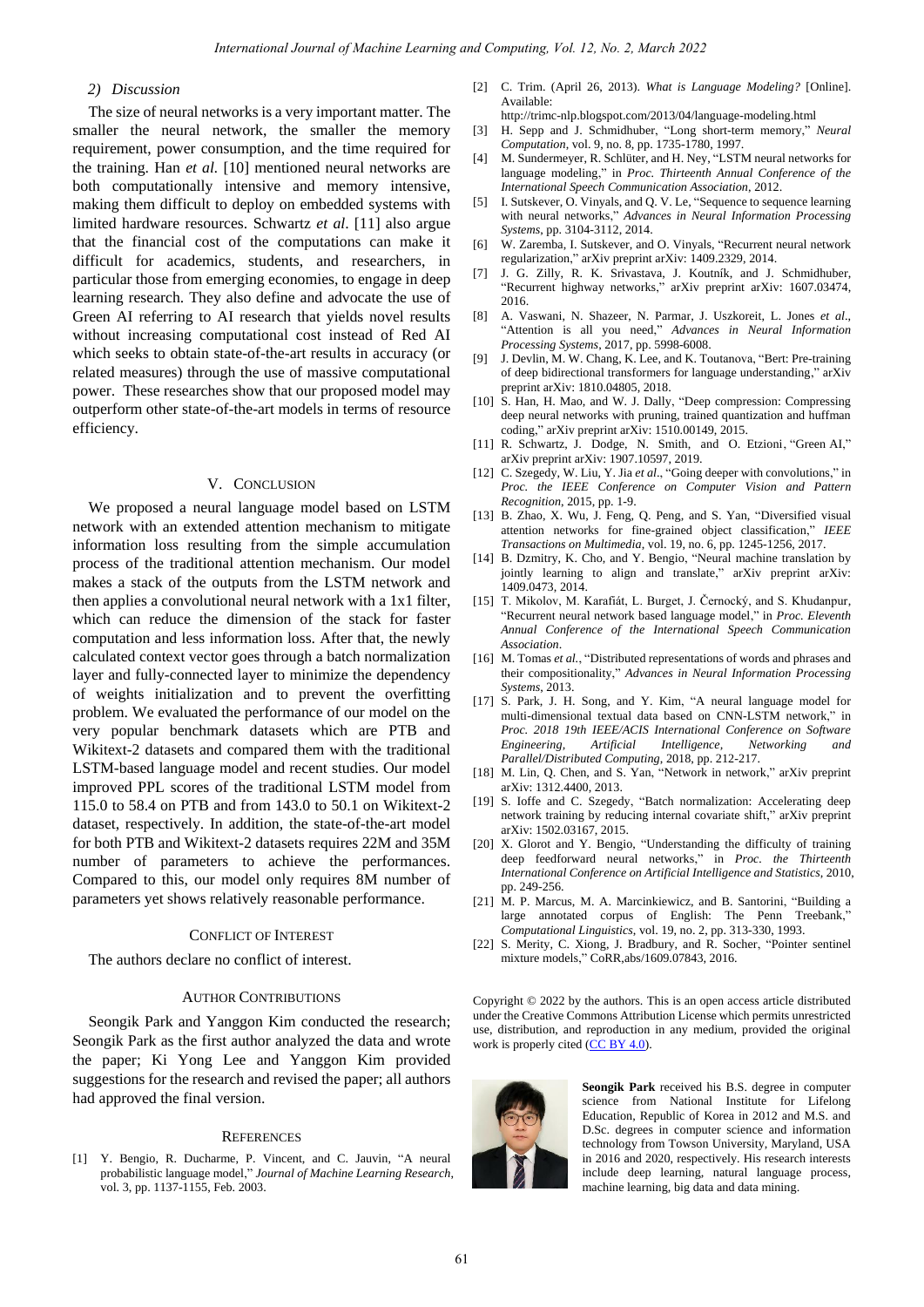### 2) Discussion

The size of neural networks is a very important matter. The smaller the neural network, the smaller the memory requirement, power consumption, and the time required for the training. Han *et al.* [10] mentioned neural networks are both computationally intensive and memory intensive, making them difficult to deploy on embedded systems with limited hardware resources. Schwartz *et al.* [11] also argue that the financial cost of the computations can make it difficult for academics, students, and researchers, in particular those from emerging economies, to engage in deep learning research. They also define and advocate the use of Green AI referring to AI research that yields novel results without increasing computational cost instead of Red AI which seeks to obtain state-of-the-art results in accuracy (or related measures) through the use of massive computational power. These researches show that our proposed model may outperform other state-of-the-art models in terms of resource efficiency.

## V. Conclusion

We proposed a neural language model based on LSTM network with an extended attention mechanism to mitigate information loss resulting from the simple accumulation process of the traditional attention mechanism. Our model makes a stack of the outputs from the LSTM network and then applies a convolutional neural network with a 1x1 filter, which can reduce the dimension of the stack for faster computation and less information loss. After that, the newly calculated context vector goes through a batch normalization layer and fully-connected layer to minimize the dependency of weights initialization and to prevent the overfitting problem. We evaluated the performance of our model on the very popular benchmark datasets which are PTB and Wikitext-2 datasets and compared them with the traditional LSTM-based language model and recent studies. Our model improved PPL scores of the traditional LSTM model from 115.0 to 58.4 on PTB and from 143.0 to 50.1 on Wikitext-2 dataset, respectively. In addition, the state-of-the-art model for both PTB and Wikitext-2 datasets requires 22M and 35M number of parameters to achieve the performances. Compared to this, our model only requires 8M number of parameters yet shows relatively reasonable performance.

## Conflict of Interest

The authors declare no conflict of interest.

## Author Contributions

Seongik Park and Yanggon Kim conducted the research; Seongik Park as the first author analyzed the data and wrote the paper; Ki Yong Lee and Yanggon Kim provided suggestions for the research and revised the paper; all authors had approved the final version.

## References

[1] Y. Bengio, R. Ducharme, P. Vincent, and C. Jauvin, "A neural probabilistic language model," *Journal of Machine Learning Research*, vol. 3, pp. 1137-1155, Feb. 2003.

[2] C. Trim. (April 26, 2013). *What is Language Modeling?* [Online]. Available: http://trimc-nlp.blogspot.com/2013/04/language-modeling.html

[3] H. Sepp and J. Schmidhuber, "Long short-term memory," *Neural Computation*, vol. 9, no. 8, pp. 1735-1780, 1997.

[4] M. Sundermeyer, R. Schlüter, and H. Ney, "LSTM neural networks for language modeling," in *Proc. Thirteenth Annual Conference of the International Speech Communication Association*, 2012.

[5] I. Sutskever, O. Vinyals, and Q. V. Le, "Sequence to sequence learning with neural networks," *Advances in Neural Information Processing Systems*, pp. 3104-3112, 2014.

[6] W. Zaremba, I. Sutskever, and O. Vinyals, "Recurrent neural network regularization," arXiv preprint arXiv: 1409.2329, 2014.

[7] J. G. Zilly, R. K. Srivastava, J. Koutník, and J. Schmidhuber, "Recurrent highway networks," arXiv preprint arXiv: 1607.03474, 2016.

[8] A. Vaswani, N. Shazeer, N. Parmar, J. Uszkoreit, L. Jones *et al*., "Attention is all you need," *Advances in Neural Information Processing Systems*, 2017, pp. 5998-6008.

[9] J. Devlin, M. W. Chang, K. Lee, and K. Toutanova, "Bert: Pre-training of deep bidirectional transformers for language understanding," arXiv preprint arXiv: 1810.04805, 2018.

[10] S. Han, H. Mao, and W. J. Dally, "Deep compression: Compressing deep neural networks with pruning, trained quantization and huffman coding," arXiv preprint arXiv: 1510.00149, 2015.

[11] R. Schwartz, J. Dodge, N. Smith, and O. Etzioni, "Green AI," arXiv preprint arXiv: 1907.10597, 2019.

[12] C. Szegedy, W. Liu, Y. Jia *et al*., "Going deeper with convolutions," in *Proc. the IEEE Conference on Computer Vision and Pattern Recognition*, 2015, pp. 1-9.

[13] B. Zhao, X. Wu, J. Feng, Q. Peng, and S. Yan, "Diversified visual attention networks for fine-grained object classification," *IEEE Transactions on Multimedia*, vol. 19, no. 6, pp. 1245-1256, 2017.

[14] B. Dzmitry, K. Cho, and Y. Bengio, "Neural machine translation by jointly learning to align and translate," arXiv preprint arXiv: 1409.0473, 2014.

[15] T. Mikolov, M. Karafiát, L. Burget, J. Černocký, and S. Khudanpur, "Recurrent neural network based language model," in *Proc. Eleventh Annual Conference of the International Speech Communication Association*.

[16] M. Tomas *et al.*, "Distributed representations of words and phrases and their compositionality," *Advances in Neural Information Processing Systems*, 2013.

[17] S. Park, J. H. Song, and Y. Kim, "A neural language model for multi-dimensional textual data based on CNN-LSTM network," in *Proc. 2018 19th IEEE/ACIS International Conference on Software Engineering, Artificial Intelligence, Networking and Parallel/Distributed Computing*, 2018, pp. 212-217.

[18] M. Lin, Q. Chen, and S. Yan, "Network in network," arXiv preprint arXiv: 1312.4400, 2013.

[19] S. Ioffe and C. Szegedy, "Batch normalization: Accelerating deep network training by reducing internal covariate shift," arXiv preprint arXiv: 1502.03167, 2015.

[20] X. Glorot and Y. Bengio, "Understanding the difficulty of training deep feedforward neural networks," in *Proc. the Thirteenth International Conference on Artificial Intelligence and Statistics*, 2010, pp. 249-256.

[21] M. P. Marcus, M. A. Marcinkiewicz, and B. Santorini, "Building a large annotated corpus of English: The Penn Treebank," *Computational Linguistics*, vol. 19, no. 2, pp. 313-330, 1993.

[22] S. Merity, C. Xiong, J. Bradbury, and R. Socher, "Pointer sentinel mixture models," CoRR,abs/1609.07843, 2016.

Copyright © 2022 by the authors. This is an open access article distributed under the Creative Commons Attribution License which permits unrestricted use, distribution, and reproduction in any medium, provided the original work is properly cited (CC BY 4.0).

**Seongik Park** received his B.S. degree in computer science from National Institute for Lifelong Education, Republic of Korea in 2012 and M.S. and D.Sc. degrees in computer science and information technology from Towson University, Maryland, USA in 2016 and 2020, respectively. His research interests include deep learning, natural language process, machine learning, big data and data mining.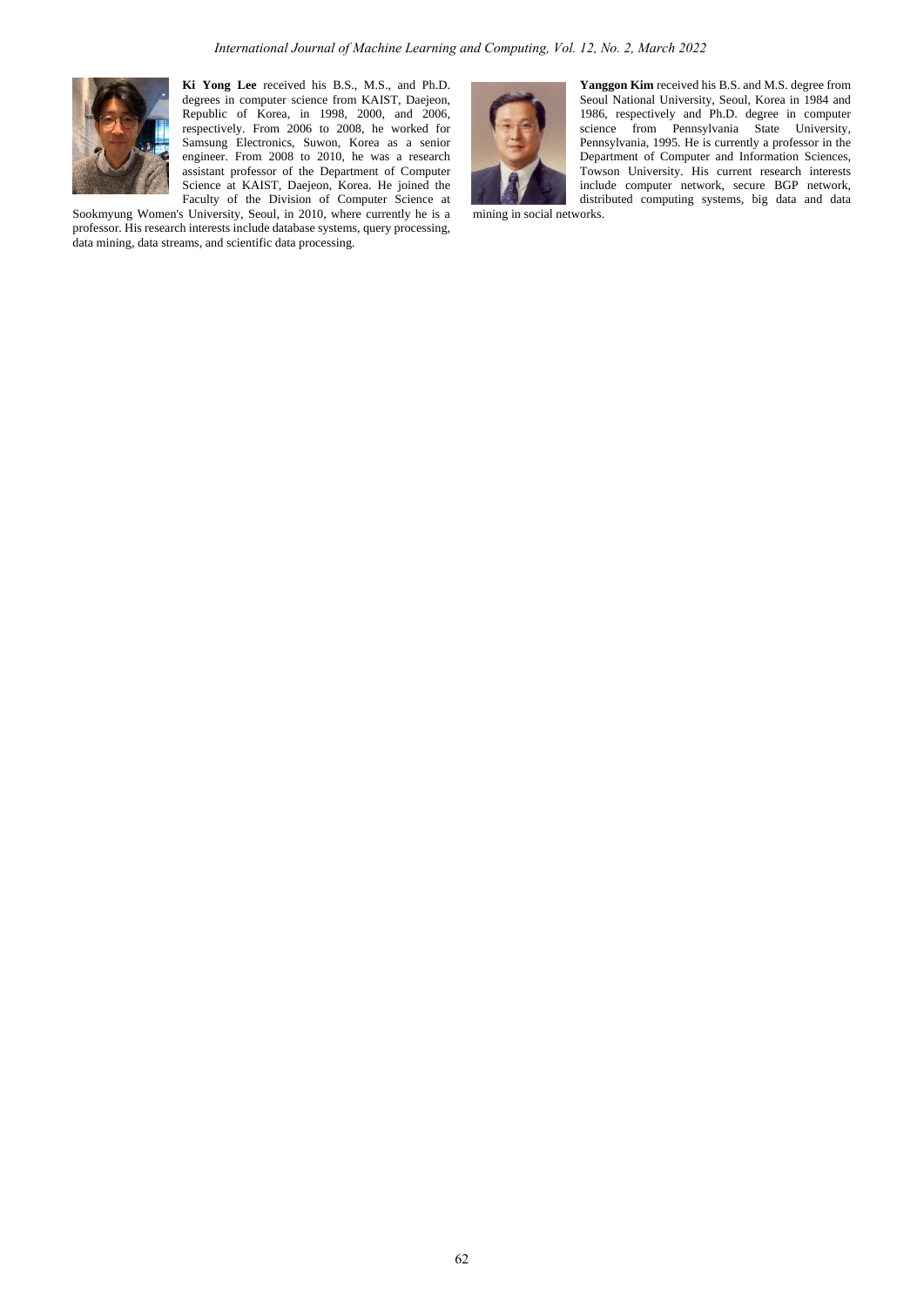**Ki Yong Lee** received his B.S., M.S., and Ph.D. degrees in computer science from KAIST, Daejeon, Republic of Korea, in 1998, 2000, and 2006, respectively. From 2006 to 2008, he worked for Samsung Electronics, Suwon, Korea as a senior engineer. From 2008 to 2010, he was a research assistant professor of the Department of Computer Science at KAIST, Daejeon, Korea. He joined the Faculty of the Division of Computer Science at Sookmyung Women's University, Seoul, in 2010, where currently he is a professor. His research interests include database systems, query processing, data mining, data streams, and scientific data processing.

**Yanggon Kim** received his B.S. and M.S. degree from Seoul National University, Seoul, Korea in 1984 and 1986, respectively and Ph.D. degree in computer science from Pennsylvania State University, Pennsylvania, 1995. He is currently a professor in the Department of Computer and Information Sciences, Towson University. His current research interests include computer network, secure BGP network, distributed computing systems, big data and data mining in social networks.